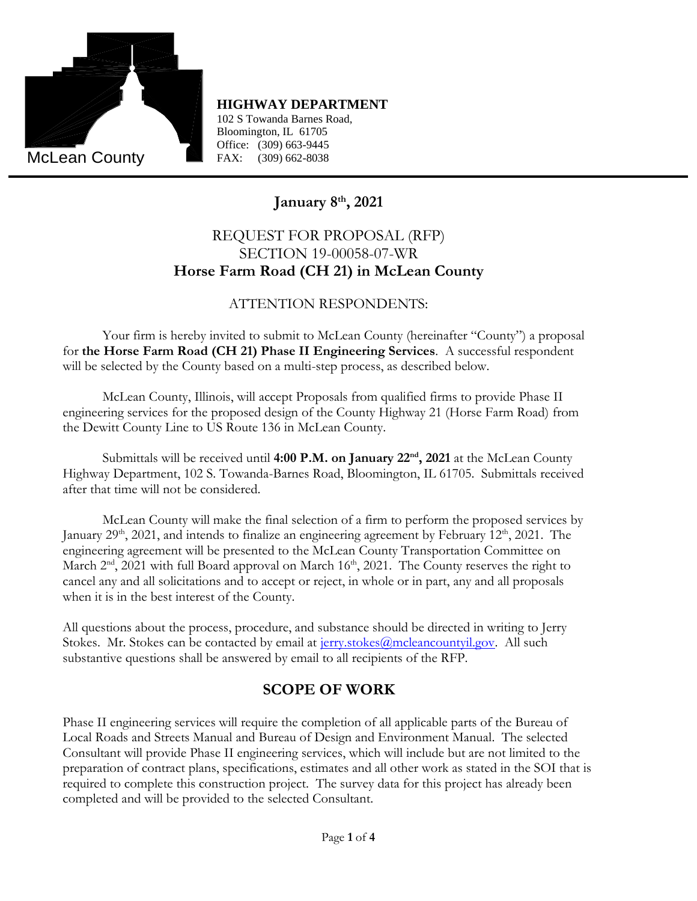McLean County

**HIGHWAY DEPARTMENT**
102 S Towanda Barnes Road,
Bloomington, IL 61705
Office: (309) 663-9445
FAX: (309) 662-8038

**January 8th, 2021**

REQUEST FOR PROPOSAL (RFP)
SECTION 19-00058-07-WR
**Horse Farm Road (CH 21) in McLean County**

ATTENTION RESPONDENTS:

Your firm is hereby invited to submit to McLean County (hereinafter "County") a proposal for **the Horse Farm Road (CH 21) Phase II Engineering Services**. A successful respondent will be selected by the County based on a multi-step process, as described below.

McLean County, Illinois, will accept Proposals from qualified firms to provide Phase II engineering services for the proposed design of the County Highway 21 (Horse Farm Road) from the Dewitt County Line to US Route 136 in McLean County.

Submittals will be received until **4:00 P.M. on January 22nd, 2021** at the McLean County Highway Department, 102 S. Towanda-Barnes Road, Bloomington, IL 61705. Submittals received after that time will not be considered.

McLean County will make the final selection of a firm to perform the proposed services by January 29th, 2021, and intends to finalize an engineering agreement by February 12th, 2021. The engineering agreement will be presented to the McLean County Transportation Committee on March 2nd, 2021 with full Board approval on March 16th, 2021. The County reserves the right to cancel any and all solicitations and to accept or reject, in whole or in part, any and all proposals when it is in the best interest of the County.

All questions about the process, procedure, and substance should be directed in writing to Jerry Stokes. Mr. Stokes can be contacted by email at jerry.stokes@mcleancountyil.gov. All such substantive questions shall be answered by email to all recipients of the RFP.

## SCOPE OF WORK

Phase II engineering services will require the completion of all applicable parts of the Bureau of Local Roads and Streets Manual and Bureau of Design and Environment Manual. The selected Consultant will provide Phase II engineering services, which will include but are not limited to the preparation of contract plans, specifications, estimates and all other work as stated in the SOI that is required to complete this construction project. The survey data for this project has already been completed and will be provided to the selected Consultant.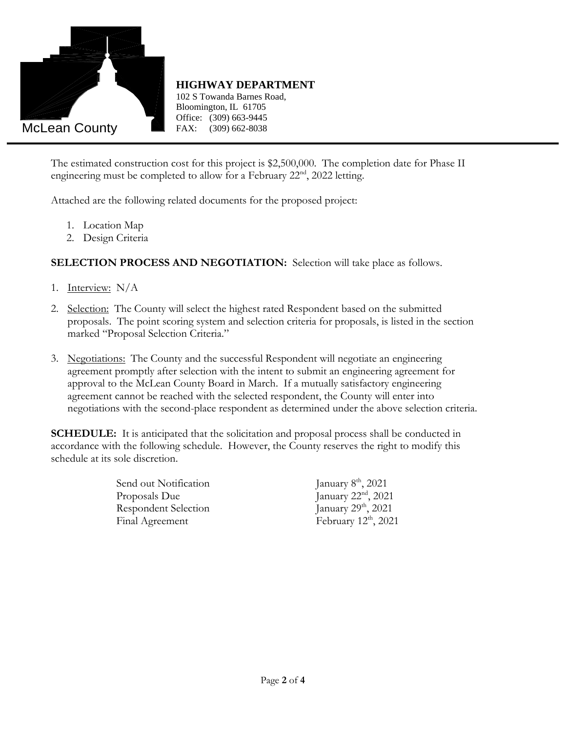**HIGHWAY DEPARTMENT**
102 S Towanda Barnes Road,
Bloomington, IL 61705
Office: (309) 663-9445
FAX: (309) 662-8038

The estimated construction cost for this project is $2,500,000. The completion date for Phase II engineering must be completed to allow for a February 22nd, 2022 letting.

Attached are the following related documents for the proposed project:

1. Location Map
2. Design Criteria

**SELECTION PROCESS AND NEGOTIATION:** Selection will take place as follows.

1. Interview: N/A
2. Selection: The County will select the highest rated Respondent based on the submitted proposals. The point scoring system and selection criteria for proposals, is listed in the section marked "Proposal Selection Criteria."
3. Negotiations: The County and the successful Respondent will negotiate an engineering agreement promptly after selection with the intent to submit an engineering agreement for approval to the McLean County Board in March. If a mutually satisfactory engineering agreement cannot be reached with the selected respondent, the County will enter into negotiations with the second-place respondent as determined under the above selection criteria.

**SCHEDULE:** It is anticipated that the solicitation and proposal process shall be conducted in accordance with the following schedule. However, the County reserves the right to modify this schedule at its sole discretion.

| | |
|---|---|
| Send out Notification | January 8th, 2021 |
| Proposals Due | January 22nd, 2021 |
| Respondent Selection | January 29th, 2021 |
| Final Agreement | February 12th, 2021 |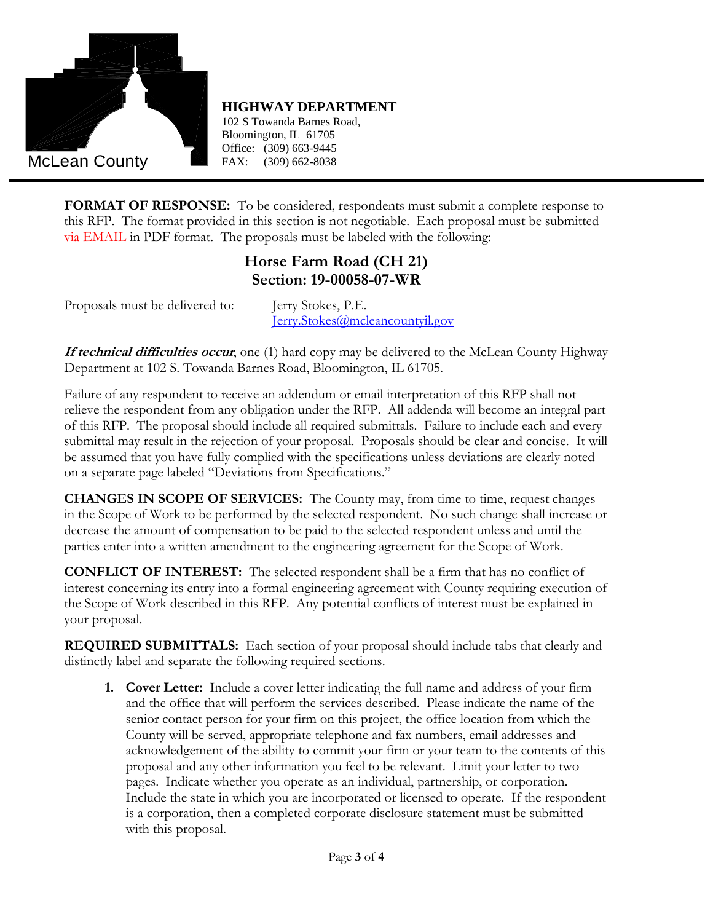McLean County

**HIGHWAY DEPARTMENT**
102 S Towanda Barnes Road,
Bloomington, IL 61705
Office: (309) 663-9445
FAX: (309) 662-8038

**FORMAT OF RESPONSE:** To be considered, respondents must submit a complete response to this RFP. The format provided in this section is not negotiable. Each proposal must be submitted via EMAIL in PDF format. The proposals must be labeled with the following:

**Horse Farm Road (CH 21)**
**Section: 19-00058-07-WR**

Proposals must be delivered to: Jerry Stokes, P.E.
Jerry.Stokes@mcleancountyil.gov

***If technical difficulties occur***, one (1) hard copy may be delivered to the McLean County Highway Department at 102 S. Towanda Barnes Road, Bloomington, IL 61705.

Failure of any respondent to receive an addendum or email interpretation of this RFP shall not relieve the respondent from any obligation under the RFP. All addenda will become an integral part of this RFP. The proposal should include all required submittals. Failure to include each and every submittal may result in the rejection of your proposal. Proposals should be clear and concise. It will be assumed that you have fully complied with the specifications unless deviations are clearly noted on a separate page labeled "Deviations from Specifications."

**CHANGES IN SCOPE OF SERVICES:** The County may, from time to time, request changes in the Scope of Work to be performed by the selected respondent. No such change shall increase or decrease the amount of compensation to be paid to the selected respondent unless and until the parties enter into a written amendment to the engineering agreement for the Scope of Work.

**CONFLICT OF INTEREST:** The selected respondent shall be a firm that has no conflict of interest concerning its entry into a formal engineering agreement with County requiring execution of the Scope of Work described in this RFP. Any potential conflicts of interest must be explained in your proposal.

**REQUIRED SUBMITTALS:** Each section of your proposal should include tabs that clearly and distinctly label and separate the following required sections.

1. **Cover Letter:** Include a cover letter indicating the full name and address of your firm and the office that will perform the services described. Please indicate the name of the senior contact person for your firm on this project, the office location from which the County will be served, appropriate telephone and fax numbers, email addresses and acknowledgement of the ability to commit your firm or your team to the contents of this proposal and any other information you feel to be relevant. Limit your letter to two pages. Indicate whether you operate as an individual, partnership, or corporation. Include the state in which you are incorporated or licensed to operate. If the respondent is a corporation, then a completed corporate disclosure statement must be submitted with this proposal.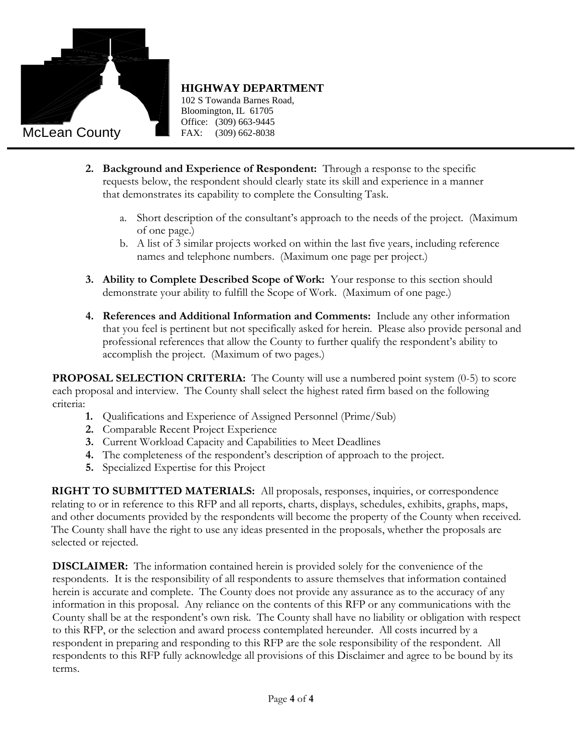**HIGHWAY DEPARTMENT**
102 S Towanda Barnes Road,
Bloomington, IL 61705
Office: (309) 663-9445
FAX: (309) 662-8038

McLean County

2. **Background and Experience of Respondent:** Through a response to the specific requests below, the respondent should clearly state its skill and experience in a manner that demonstrates its capability to complete the Consulting Task.

    a. Short description of the consultant's approach to the needs of the project. (Maximum of one page.)
    b. A list of 3 similar projects worked on within the last five years, including reference names and telephone numbers. (Maximum one page per project.)

3. **Ability to Complete Described Scope of Work:** Your response to this section should demonstrate your ability to fulfill the Scope of Work. (Maximum of one page.)

4. **References and Additional Information and Comments:** Include any other information that you feel is pertinent but not specifically asked for herein. Please also provide personal and professional references that allow the County to further qualify the respondent's ability to accomplish the project. (Maximum of two pages.)

**PROPOSAL SELECTION CRITERIA:** The County will use a numbered point system (0-5) to score each proposal and interview. The County shall select the highest rated firm based on the following criteria:

1. Qualifications and Experience of Assigned Personnel (Prime/Sub)
2. Comparable Recent Project Experience
3. Current Workload Capacity and Capabilities to Meet Deadlines
4. The completeness of the respondent's description of approach to the project.
5. Specialized Expertise for this Project

**RIGHT TO SUBMITTED MATERIALS:** All proposals, responses, inquiries, or correspondence relating to or in reference to this RFP and all reports, charts, displays, schedules, exhibits, graphs, maps, and other documents provided by the respondents will become the property of the County when received. The County shall have the right to use any ideas presented in the proposals, whether the proposals are selected or rejected.

**DISCLAIMER:** The information contained herein is provided solely for the convenience of the respondents. It is the responsibility of all respondents to assure themselves that information contained herein is accurate and complete. The County does not provide any assurance as to the accuracy of any information in this proposal. Any reliance on the contents of this RFP or any communications with the County shall be at the respondent's own risk. The County shall have no liability or obligation with respect to this RFP, or the selection and award process contemplated hereunder. All costs incurred by a respondent in preparing and responding to this RFP are the sole responsibility of the respondent. All respondents to this RFP fully acknowledge all provisions of this Disclaimer and agree to be bound by its terms.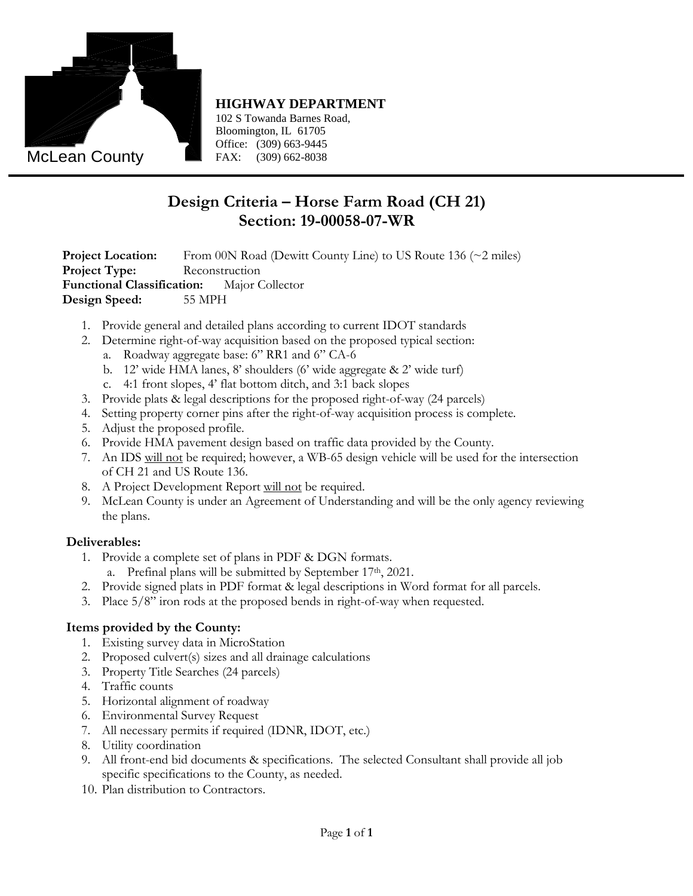McLean County

**HIGHWAY DEPARTMENT**
102 S Towanda Barnes Road,
Bloomington, IL 61705
Office: (309) 663-9445
FAX: (309) 662-8038

# Design Criteria – Horse Farm Road (CH 21)
# Section: 19-00058-07-WR

**Project Location:** From 00N Road (Dewitt County Line) to US Route 136 (~2 miles)
**Project Type:** Reconstruction
**Functional Classification:** Major Collector
**Design Speed:** 55 MPH

1. Provide general and detailed plans according to current IDOT standards
2. Determine right-of-way acquisition based on the proposed typical section:
   a. Roadway aggregate base: 6" RR1 and 6" CA-6
   b. 12' wide HMA lanes, 8' shoulders (6' wide aggregate & 2' wide turf)
   c. 4:1 front slopes, 4' flat bottom ditch, and 3:1 back slopes
3. Provide plats & legal descriptions for the proposed right-of-way (24 parcels)
4. Setting property corner pins after the right-of-way acquisition process is complete.
5. Adjust the proposed profile.
6. Provide HMA pavement design based on traffic data provided by the County.
7. An IDS will not be required; however, a WB-65 design vehicle will be used for the intersection of CH 21 and US Route 136.
8. A Project Development Report will not be required.
9. McLean County is under an Agreement of Understanding and will be the only agency reviewing the plans.

**Deliverables:**

1. Provide a complete set of plans in PDF & DGN formats.
   a. Prefinal plans will be submitted by September 17th, 2021.
2. Provide signed plats in PDF format & legal descriptions in Word format for all parcels.
3. Place 5/8" iron rods at the proposed bends in right-of-way when requested.

**Items provided by the County:**

1. Existing survey data in MicroStation
2. Proposed culvert(s) sizes and all drainage calculations
3. Property Title Searches (24 parcels)
4. Traffic counts
5. Horizontal alignment of roadway
6. Environmental Survey Request
7. All necessary permits if required (IDNR, IDOT, etc.)
8. Utility coordination
9. All front-end bid documents & specifications. The selected Consultant shall provide all job specific specifications to the County, as needed.
10. Plan distribution to Contractors.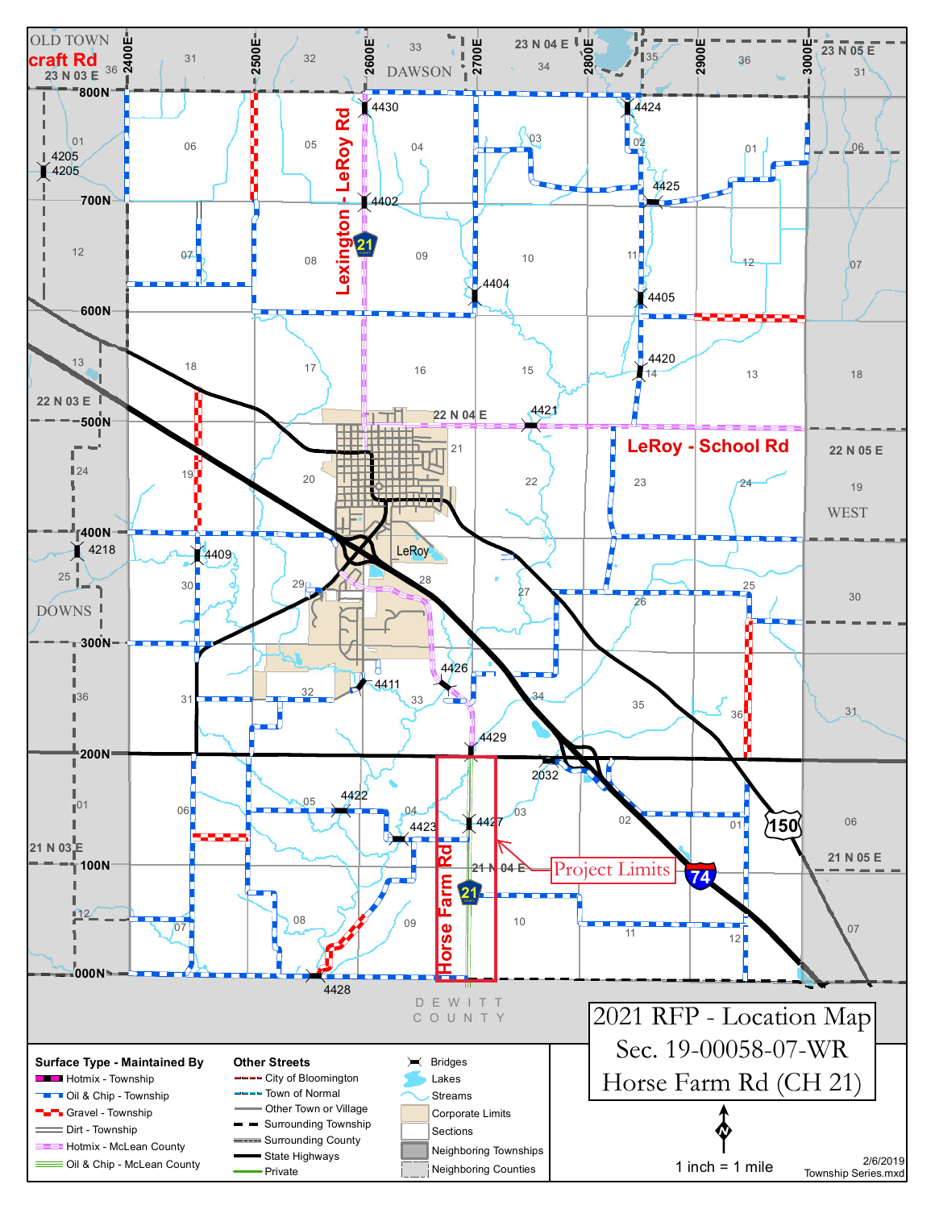# 2021 RFP - Location Map

Sec. 19-00058-07-WR

Horse Farm Rd (CH 21)

Project Limits

Lexington - LeRoy Rd

LeRoy - School Rd

Horse Farm Rd

OLD TOWN

craft Rd

DAWSON

DOWNS

WEST

LeRoy

DEWITT COUNTY

23 N 03 E

23 N 04 E

23 N 05 E

22 N 03 E

22 N 04 E

22 N 05 E

21 N 03 E

21 N 04 E

21 N 05 E

2400E 2500E 2600E 2700E 2800E 2900E 3000E

800N 700N 600N 500N 400N 300N 200N 100N 000N

4430 4424 4205 4402 4425 4404 4405 4420 4421 4218 4409 4426 4411 4429 2032 4422 4427 4423 4428

21 74 150

**Surface Type - Maintained By**

- Hotmix - Township
- Oil & Chip - Township
- Gravel - Township
- Dirt - Township
- Hotmix - McLean County
- Oil & Chip - McLean County

**Other Streets**

- City of Bloomington
- Town of Normal
- Other Town or Village
- Surrounding Township
- Surrounding County
- State Highways
- Private

- Bridges
- Lakes
- Streams
- Corporate Limits
- Sections
- Neighboring Townships
- Neighboring Counties

N

1 inch = 1 mile

2/6/2019

Township Series.mxd